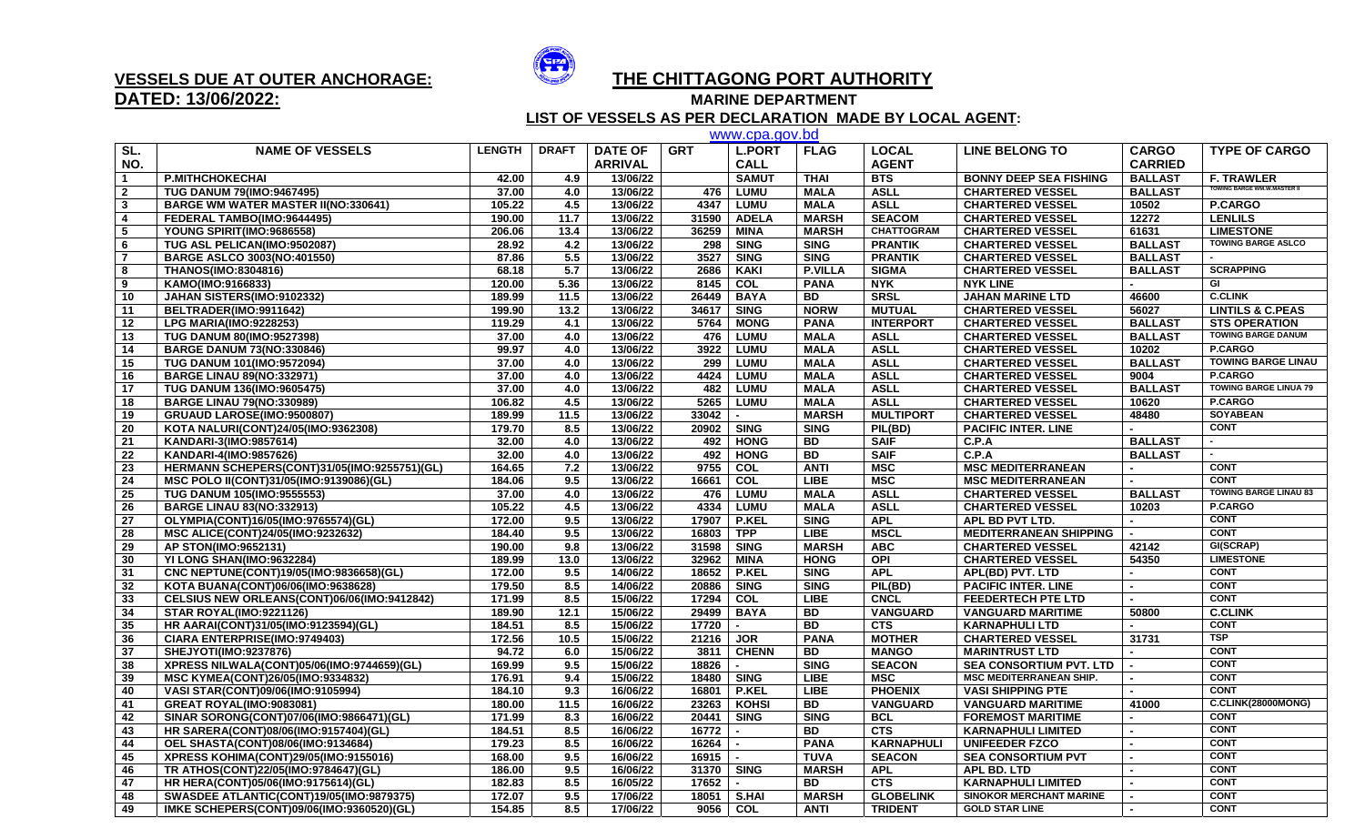**VESSELS DUE AT OUTER ANCHORAGE:**
**DATED: 13/06/2022:**

# THE CHITTAGONG PORT AUTHORITY

## MARINE DEPARTMENT

### LIST OF VESSELS AS PER DECLARATION MADE BY LOCAL AGENT:

www.cpa.gov.bd

| SL. NO. | NAME OF VESSELS | LENGTH | DRAFT | DATE OF ARRIVAL | GRT | L.PORT CALL | FLAG | LOCAL AGENT | LINE BELONG TO | CARGO CARRIED | TYPE OF CARGO |
|---|---|---|---|---|---|---|---|---|---|---|---|
| 1 | P.MITHCHOKECHAI | 42.00 | 4.9 | 13/06/22 | | SAMUT | THAI | BTS | BONNY DEEP SEA FISHING | BALLAST | F. TRAWLER |
| 2 | TUG DANUM 79(IMO:9467495) | 37.00 | 4.0 | 13/06/22 | 476 | LUMU | MALA | ASSL | CHARTERED VESSEL | BALLAST | TOWING BARGE WM.W.MASTER II |
| 3 | BARGE WM WATER MASTER II(NO:330641) | 105.22 | 4.5 | 13/06/22 | 4347 | LUMU | MALA | ASSL | CHARTERED VESSEL | 10502 | P.CARGO |
| 4 | FEDERAL TAMBO(IMO:9644495) | 190.00 | 11.7 | 13/06/22 | 31590 | ADELA | MARSH | SEACOM | CHARTERED VESSEL | 12272 | LENLILS |
| 5 | YOUNG SPIRIT(IMO:9686558) | 206.06 | 13.4 | 13/06/22 | 36259 | MINA | MARSH | CHATTOGRAM | CHARTERED VESSEL | 61631 | LIMESTONE |
| 6 | TUG ASL PELICAN(IMO:9502087) | 28.92 | 4.2 | 13/06/22 | 298 | SING | SING | PRANTIK | CHARTERED VESSEL | BALLAST | TOWING BARGE ASLCO |
| 7 | BARGE ASLCO 3003(NO:401550) | 87.86 | 5.5 | 13/06/22 | 3527 | SING | SING | PRANTIK | CHARTERED VESSEL | BALLAST | - |
| 8 | THANOS(IMO:8304816) | 68.18 | 5.7 | 13/06/22 | 2686 | KAKI | P.VILLA | SIGMA | CHARTERED VESSEL | BALLAST | SCRAPPING |
| 9 | KAMO(IMO:9166833) | 120.00 | 5.36 | 13/06/22 | 8145 | COL | PANA | NYK | NYK LINE | - | GI |
| 10 | JAHAN SISTERS(IMO:9102332) | 189.99 | 11.5 | 13/06/22 | 26449 | BAYA | BD | SRSL | JAHAN MARINE LTD | 46600 | C.CLINK |
| 11 | BELTRADER(IMO:9911642) | 199.90 | 13.2 | 13/06/22 | 34617 | SING | NORW | MUTUAL | CHARTERED VESSEL | 56027 | LINTILS & C.PEAS |
| 12 | LPG MARIA(IMO:9228253) | 119.29 | 4.1 | 13/06/22 | 5764 | MONG | PANA | INTERPORT | CHARTERED VESSEL | BALLAST | STS OPERATION |
| 13 | TUG DANUM 80(IMO:9527398) | 37.00 | 4.0 | 13/06/22 | 476 | LUMU | MALA | ASSL | CHARTERED VESSEL | BALLAST | TOWING BARGE DANUM |
| 14 | BARGE DANUM 73(NO:330846) | 99.97 | 4.0 | 13/06/22 | 3922 | LUMU | MALA | ASSL | CHARTERED VESSEL | 10202 | P.CARGO |
| 15 | TUG DANUM 101(IMO:9572094) | 37.00 | 4.0 | 13/06/22 | 299 | LUMU | MALA | ASSL | CHARTERED VESSEL | BALLAST | TOWING BARGE LINAU |
| 16 | BARGE LINAU 89(NO:332971) | 37.00 | 4.0 | 13/06/22 | 4424 | LUMU | MALA | ASSL | CHARTERED VESSEL | 9004 | P.CARGO |
| 17 | TUG DANUM 136(IMO:9605475) | 37.00 | 4.0 | 13/06/22 | 482 | LUMU | MALA | ASSL | CHARTERED VESSEL | BALLAST | TOWING BARGE LINUA 79 |
| 18 | BARGE LINAU 79(NO:330989) | 106.82 | 4.5 | 13/06/22 | 5265 | LUMU | MALA | ASSL | CHARTERED VESSEL | 10620 | P.CARGO |
| 19 | GRUAUD LAROSE(IMO:9500807) | 189.99 | 11.5 | 13/06/22 | 33042 | - | MARSH | MULTIPORT | CHARTERED VESSEL | 48480 | SOYABEAN |
| 20 | KOTA NALURI(CONT)24/05(IMO:9362308) | 179.70 | 8.5 | 13/06/22 | 20902 | SING | SING | PIL(BD) | PACIFIC INTER. LINE | - | CONT |
| 21 | KANDARI-3(IMO:9857614) | 32.00 | 4.0 | 13/06/22 | 492 | HONG | BD | SAIF | C.P.A | BALLAST | - |
| 22 | KANDARI-4(IMO:9857626) | 32.00 | 4.0 | 13/06/22 | 492 | HONG | BD | SAIF | C.P.A | BALLAST | - |
| 23 | HERMANN SCHEPERS(CONT)31/05(IMO:9255751)(GL) | 164.65 | 7.2 | 13/06/22 | 9755 | COL | ANTI | MSC | MSC MEDITERRANEAN | - | CONT |
| 24 | MSC POLO II(CONT)31/05(IMO:9139086)(GL) | 184.06 | 9.5 | 13/06/22 | 16661 | COL | LIBE | MSC | MSC MEDITERRANEAN | - | CONT |
| 25 | TUG DANUM 105(IMO:9555553) | 37.00 | 4.0 | 13/06/22 | 476 | LUMU | MALA | ASSL | CHARTERED VESSEL | BALLAST | TOWING BARGE LINAU 83 |
| 26 | BARGE LINAU 83(NO:332913) | 105.22 | 4.5 | 13/06/22 | 4334 | LUMU | MALA | ASSL | CHARTERED VESSEL | 10203 | P.CARGO |
| 27 | OLYMPIA(CONT)16/05(IMO:9765574)(GL) | 172.00 | 9.5 | 13/06/22 | 17907 | P.KEL | SING | APL | APL BD PVT LTD. | - | CONT |
| 28 | MSC ALICE(CONT)24/05(IMO:9232632) | 184.40 | 9.5 | 13/06/22 | 16803 | TPP | LIBE | MSCL | MEDITERRANEAN SHIPPING | - | CONT |
| 29 | AP STON(IMO:9652131) | 190.00 | 9.8 | 13/06/22 | 31598 | SING | MARSH | ABC | CHARTERED VESSEL | 42142 | GI(SCRAP) |
| 30 | YI LONG SHAN(IMO:9632284) | 189.99 | 13.0 | 13/06/22 | 32962 | MINA | HONG | OPI | CHARTERED VESSEL | 54350 | LIMESTONE |
| 31 | CNC NEPTUNE(CONT)19/05(IMO:9836658)(GL) | 172.00 | 9.5 | 14/06/22 | 18652 | P.KEL | SING | APL | APL(BD) PVT. LTD | - | CONT |
| 32 | KOTA BUANA(CONT)06/06(IMO:9638628) | 179.50 | 8.5 | 14/06/22 | 20886 | SING | SING | PIL(BD) | PACIFIC INTER. LINE | - | CONT |
| 33 | CELSIUS NEW ORLEANS(CONT)06/06(IMO:9412842) | 171.99 | 8.5 | 15/06/22 | 17294 | COL | LIBE | CNCL | FEEDERTECH PTE LTD | - | CONT |
| 34 | STAR ROYAL(IMO:9221126) | 189.90 | 12.1 | 15/06/22 | 29499 | BAYA | BD | VANGUARD | VANGUARD MARITIME | 50800 | C.CLINK |
| 35 | HR AARAI(CONT)31/05(IMO:9123594)(GL) | 184.51 | 8.5 | 15/06/22 | 17720 | - | BD | CTS | KARNAPHULI LTD | - | CONT |
| 36 | CIARA ENTERPRISE(IMO:9749403) | 172.56 | 10.5 | 15/06/22 | 21216 | JOR | PANA | MOTHER | CHARTERED VESSEL | 31731 | TSP |
| 37 | SHEJYOTI(IMO:9237876) | 94.72 | 6.0 | 15/06/22 | 3811 | CHENN | BD | MANGO | MARINTRUST LTD | - | CONT |
| 38 | XPRESS NILWALA(CONT)05/06(IMO:9744659)(GL) | 169.99 | 9.5 | 15/06/22 | 18826 | - | SING | SEACON | SEA CONSORTIUM PVT. LTD | - | CONT |
| 39 | MSC KYMEA(CONT)26/05(IMO:9334832) | 176.91 | 9.4 | 15/06/22 | 18480 | SING | LIBE | MSC | MSC MEDITERRANEAN SHIP. | - | CONT |
| 40 | VASI STAR(CONT)09/06(IMO:9105994) | 184.10 | 9.3 | 16/06/22 | 16801 | P.KEL | LIBE | PHOENIX | VASI SHIPPING PTE | - | CONT |
| 41 | GREAT ROYAL(IMO:9083081) | 180.00 | 11.5 | 16/06/22 | 23263 | KOHSI | BD | VANGUARD | VANGUARD MARITIME | 41000 | C.CLINK(28000MONG) |
| 42 | SINAR SORONG(CONT)07/06(IMO:9866471)(GL) | 171.99 | 8.3 | 16/06/22 | 20441 | SING | SING | BCL | FOREMOST MARITIME | - | CONT |
| 43 | HR SARERA(CONT)08/06(IMO:9157404)(GL) | 184.51 | 8.5 | 16/06/22 | 16772 | - | BD | CTS | KARNAPHULI LIMITED | - | CONT |
| 44 | OEL SHASTA(CONT)08/06(IMO:9134684) | 179.23 | 8.5 | 16/06/22 | 16264 | - | PANA | KARNAPHULI | UNIFEEDER FZCO | - | CONT |
| 45 | XPRESS KOHIMA(CONT)29/05(IMO:9155016) | 168.00 | 9.5 | 16/06/22 | 16915 | - | TUVA | SEACON | SEA CONSORTIUM PVT | - | CONT |
| 46 | TR ATHOS(CONT)22/05(IMO:9784647)(GL) | 186.00 | 9.5 | 16/06/22 | 31370 | SING | MARSH | APL | APL BD. LTD | - | CONT |
| 47 | HR HERA(CONT)05/06(IMO:9175614)(GL) | 182.83 | 8.5 | 16/05/22 | 17652 | - | BD | CTS | KARNAPHULI LIMITED | - | CONT |
| 48 | SWASDEE ATLANTIC(CONT)19/05(IMO:9879375) | 172.07 | 9.5 | 17/06/22 | 18051 | S.HAI | MARSH | GLOBELINK | SINOKOR MERCHANT MARINE | - | CONT |
| 49 | IMKE SCHEPERS(CONT)09/06(IMO:9360520)(GL) | 154.85 | 8.5 | 17/06/22 | 9056 | COL | ANTI | TRIDENT | GOLD STAR LINE | - | CONT |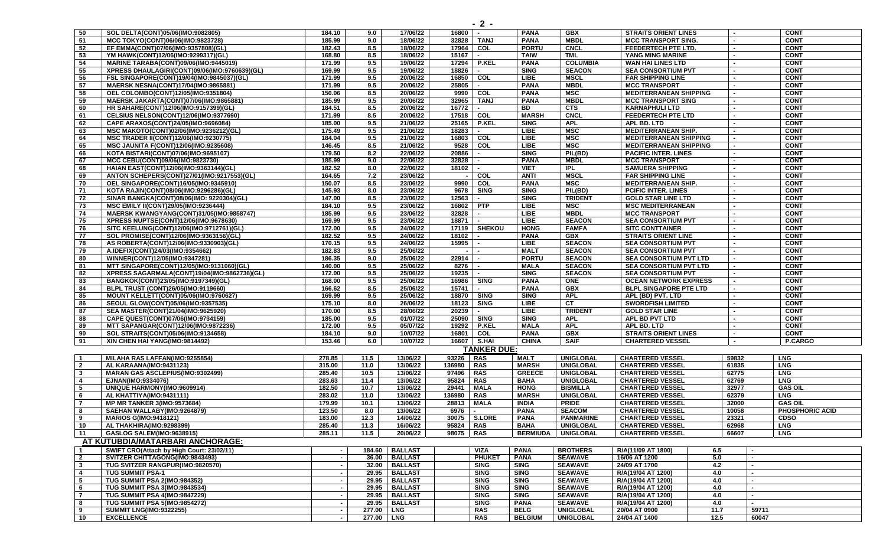| | | | | | | | | | | | |
|---|---|---|---|---|---|---|---|---|---|---|---|
| 50 | SOL DELTA(CONT)05/06(IMO:9082805) | 184.10 | 9.0 | 17/06/22 | 16800 | - | PANA | GBX | STRAITS ORIENT LINES | - | CONT |
| 51 | MCC TOKYO(CONT)06/06(IMO:9823728) | 185.99 | 9.0 | 18/06/22 | 32828 | TANJ | PANA | MBDL | MCC TRANSPORT SING. | - | CONT |
| 52 | EF EMMA(CONT)07/06(IMO:9357808)(GL) | 182.43 | 8.5 | 18/06/22 | 17964 | COL | PORTU | CNCL | FEEDERTECH PTE LTD. | - | CONT |
| 53 | YM HAWK(CONT)12/06(IMO:9299317)(GL) | 168.80 | 8.5 | 18/06/22 | 15167 | - | TAIW | TML | YANG MING MARINE | - | CONT |
| 54 | MARINE TARABA(CONT)09/06(IMO:9445019) | 171.99 | 9.5 | 19/06/22 | 17294 | P.KEL | PANA | COLUMBIA | WAN HAI LINES LTD | - | CONT |
| 55 | XPRESS DHAULAGIRI(CONT)09/06(IMO:9760639)(GL) | 169.99 | 9.5 | 19/06/22 | 18826 | - | SING | SEACON | SEA CONSORTIUM PVT | - | CONT |
| 56 | FSL SINGAPORE(CONT)19/04(IMO:9845037)(GL) | 171.99 | 9.5 | 20/06/22 | 16850 | COL | LIBE | MSCL | FAR SHIPPING LINE | - | CONT |
| 57 | MAERSK NESNA(CONT)17/04(IMO:9865881) | 171.99 | 9.5 | 20/06/22 | 25805 | - | PANA | MBDL | MCC TRANSPORT | - | CONT |
| 58 | OEL COLOMBO(CONT)12/05(IMO:9351804) | 150.06 | 8.5 | 20/06/22 | 9990 | COL | PANA | MSC | MEDITERRANEAN SHIPPING | - | CONT |
| 59 | MAERSK JAKARTA(CONT)07/06(IMO:9865881) | 185.99 | 9.5 | 20/06/22 | 32965 | TANJ | PANA | MBDL | MCC TRANSPORT SING | - | CONT |
| 60 | HR SAHARE(CONT)12/06(IMO:9157399)(GL) | 184.51 | 8.5 | 20/06/22 | 16772 | - | BD | CTS | KARNAPHULI LTD | - | CONT |
| 61 | CELSIUS NELSON(CONT)12/06(IMO:9377690) | 171.99 | 8.5 | 20/06/22 | 17518 | COL | MARSH | CNCL | FEEDERTECH PTE LTD | - | CONT |
| 62 | CAPE ARAXOS(CONT)24/05(IMO:9696084) | 185.00 | 9.5 | 21/06/22 | 25165 | P.KEL | SING | APL | APL BD. LTD | - | CONT |
| 63 | MSC MAKOTO(CONT)02/06(IMO:9236212)(GL) | 175.49 | 9.5 | 21/06/22 | 18283 | - | LIBE | MSC | MEDITERRANEAN SHIP. | - | CONT |
| 64 | MSC TRADER II(CONT)12/06(IMO:9230775) | 184.04 | 9.5 | 21/06/22 | 16803 | COL | LIBE | MSC | MEDITERRANEAN SHIPPING | - | CONT |
| 65 | MSC JAUNITA F(CONT)12/06(IMO:9235608) | 146.45 | 8.5 | 21/06/22 | 9528 | COL | LIBE | MSC | MEDITERRANEAN SHIPPING | - | CONT |
| 66 | KOTA BISTARI(CONT)07/06(IMO:9695107) | 179.50 | 8.2 | 22/06/22 | 20886 | - | SING | PIL(BD) | PACIFIC INTER. LINES | - | CONT |
| 67 | MCC CEBU(CONT)09/06(IMO:9823730) | 185.99 | 9.0 | 22/06/22 | 32828 | - | PANA | MBDL | MCC TRANSPORT | - | CONT |
| 68 | HAIAN EAST(CONT)12/06(IMO:9363144)(GL) | 182.52 | 8.0 | 22/06/22 | 18102 | - | VIET | IPL | SAMUERA SHIPPING | - | CONT |
| 69 | ANTON SCHEPERS(CONT)27/01(IMO:9217553)(GL) | 164.65 | 7.2 | 23/06/22 | - | COL | ANTI | MSCL | FAR SHIPPING LINE | - | CONT |
| 70 | OEL SINGAPORE(CONT)16/05(IMO:9345910) | 150.07 | 8.5 | 23/06/22 | 9990 | COL | PANA | MSC | MEDITERRANEAN SHIP. | - | CONT |
| 71 | KOTA RAJIN(CONT)08/06(IMO:9296286)(GL) | 145.93 | 8.0 | 23/06/22 | 9678 | SING | SING | PIL(BD) | PCIFIC INTER. LINES | - | CONT |
| 72 | SINAR BANGKA(CONT)08/06(IMO: 9220304)(GL) | 147.00 | 8.5 | 23/06/22 | 12563 | - | SING | TRIDENT | GOLD STAR LINE LTD | - | CONT |
| 73 | MSC EMILY II(CONT)29/05(IMO:9236444) | 184.10 | 9.5 | 23/06/22 | 16802 | PTP | LIBE | MSC | MSC MEDITERRANEAN | - | CONT |
| 74 | MAERSK KWANGYANG(CONT)31/05(IMO:9858747) | 185.99 | 9.5 | 23/06/22 | 32828 | - | LIBE | MBDL | MCC TRANSPORT | - | CONT |
| 75 | XPRESS NUPTSE(CONT)12/06(IMO:9678630) | 169.99 | 9.5 | 23/06/22 | 18871 | - | LIBE | SEACON | SEA CONSORTIUM PVT | - | CONT |
| 76 | SITC KEELUNG(CONT)12/06(IMO:9712761)(GL) | 172.00 | 9.5 | 24/06/22 | 17119 | SHEKOU | HONG | FAMFA | SITC CONTTAINER | - | CONT |
| 77 | SOL PROMISE(CONT)12/06(IMO:9363156)(GL) | 182.52 | 9.5 | 24/06/22 | 18102 | - | PANA | GBX | STRAITS ORIENT LINE | - | CONT |
| 78 | AS ROBERTA(CONT)12/06(IMO:9330903)(GL) | 170.15 | 9.5 | 24/06/22 | 15995 | - | LIBE | SEACON | SEA CONSORTIUM PVT | - | CONT |
| 79 | A.IDEFIX(CONT)24/03(IMO:9354662) | 182.83 | 9.5 | 25/06/22 | - | - | MALT | SEACON | SEA CONSORTIUM PVT | - | CONT |
| 80 | WINNER(CONT)12/05(IMO:9347281) | 186.35 | 9.0 | 25/06/22 | 22914 | - | PORTU | SEACON | SEA CONSORTIUM PVT LTD | - | CONT |
| 81 | MTT SINGAPORE(CONT)12/05(IMO:9131060)(GL) | 140.00 | 9.5 | 25/06/22 | 8276 | - | MALA | SEACON | SEA CONSORTIUM PVT LTD | - | CONT |
| 82 | XPRESS SAGARMALA(CONT)19/04(IMO:9862736)(GL) | 172.00 | 9.5 | 25/06/22 | 19235 | - | SING | SEACON | SEA CONSORTIUM PVT | - | CONT |
| 83 | BANGKOK(CONT)23/05(IMO:9197349)(GL) | 168.00 | 9.5 | 25/06/22 | 16986 | SING | PANA | ONE | OCEAN NETWORK EXPRESS | - | CONT |
| 84 | BLPL TRUST (CONT)26/05(IMO:9119660) | 166.62 | 8.5 | 25/06/22 | 15741 | - | PANA | GBX | BLPL SINGAPORE PTE LTD | - | CONT |
| 85 | MOUNT KELLETT(CONT)05/06(IMO:9760627) | 169.99 | 9.5 | 25/06/22 | 18870 | SING | SING | APL | APL (BD) PVT. LTD | - | CONT |
| 86 | SEOUL GLOW(CONT)05/06(IMO:9357535) | 175.10 | 8.0 | 26/06/22 | 18123 | SING | LIBE | CT | SWORDFISH LIMITED | - | CONT |
| 87 | SEA MASTER(CONT)21/04(IMO:9625920) | 170.00 | 8.5 | 28/06/22 | 20239 | - | LIBE | TRIDENT | GOLD STAR LINE | - | CONT |
| 88 | CAPE QUEST(CONT)07/06(IMO:9734159) | 185.00 | 9.5 | 01/07/22 | 25090 | SING | SING | APL | APL BD PVT LTD | - | CONT |
| 89 | MTT SAPANGAR(CONT)12/06(IMO:9872236) | 172.00 | 9.5 | 05/07/22 | 19292 | P.KEL | MALA | APL | APL BD. LTD | - | CONT |
| 90 | SOL STRAITS(CONT)05/06(IMO:9134658) | 184.10 | 9.0 | 10/07/22 | 16801 | COL | PANA | GBX | STRAITS ORIENT LINES | - | CONT |
| 91 | XIN CHEN HAI YANG(IMO:9814492) | 153.46 | 6.0 | 10/07/22 | 16607 | S.HAI | CHINA | SAIF | CHARTERED VESSEL | - | P.CARGO |

**TANKER DUE:**

| | | | | | | | | | | | |
|---|---|---|---|---|---|---|---|---|---|---|---|
| 1 | MILAHA RAS LAFFAN(IMO:9255854) | 278.85 | 11.5 | 13/06/22 | 93226 | RAS | MALT | UNIGLOBAL | CHARTERED VESSEL | 59832 | LNG |
| 2 | AL KARAANA(IMO:9431123) | 315.00 | 11.0 | 13/06/22 | 136980 | RAS | MARSH | UNIGLOBAL | CHARTERED VESSEL | 61835 | LNG |
| 3 | MARAN GAS ASCLEPIUS(IMO:9302499) | 285.40 | 10.5 | 13/06/22 | 97496 | RAS | GREECE | UNIGLOBAL | CHARTERED VESSEL | 62775 | LNG |
| 4 | EJNAN(IMO:9334076) | 283.63 | 11.4 | 13/06/22 | 95824 | RAS | BAHA | UNIGLOBAL | CHARTERED VESSEL | 62769 | LNG |
| 5 | UNIQUE HARMONY(IMO:9609914) | 182.50 | 10.7 | 13/06/22 | 29441 | MALA | HONG | BISMILLA | CHARTERED VESSEL | 32977 | GAS OIL |
| 6 | AL KHATTIYA(IMO:9431111) | 283.02 | 11.0 | 13/06/22 | 136980 | RAS | MARSH | UNIGLOBAL | CHARTERED VESSEL | 62379 | LNG |
| 7 | MP MR TANKER 3(IMO:9573684) | 179.99 | 10.1 | 13/06/22 | 28813 | MALA | INDIA | PRIDE | CHARTERED VESSEL | 32000 | GAS OIL |
| 8 | SAEHAN WALLABY(IMO:9264879) | 123.50 | 8.0 | 13/06/22 | 6976 | - | PANA | SEACOM | CHARTERED VESSEL | 10058 | PHOSPHORIC ACID |
| 9 | MARIOS G(IMO:9418121) | 183.00 | 12.3 | 14/06/22 | 30075 | S.LORE | PANA | PANMARINE | CHARTERED VESSEL | 23321 | CDSO |
| 10 | AL THAKHIRA(IMO:9298399) | 285.40 | 11.3 | 16/06/22 | 95824 | RAS | BAHA | UNIGLOBAL | CHARTERED VESSEL | 62968 | LNG |
| 11 | GASLOG SALEM(IMO:9638915) | 285.11 | 11.5 | 20/06/22 | 98075 | RAS | BERMIUDA | UNIGLOBAL | CHARTERED VESSEL | 66607 | LNG |

**AT KUTUBDIA/MATARBARI ANCHORAGE:**

| | | | | | | | | | | | |
|---|---|---|---|---|---|---|---|---|---|---|---|
| 1 | SWIFT CRO(Attach by High Court: 23/02/11) | - | 184.60 | BALLAST | VIZA | PANA | BROTHERS | R/A(11/09 AT 1800) | 6.5 | - | |
| 2 | SVITZER CHITTAGONG(IMO:9843493) | - | 36.00 | BALLAST | PHUKET | PANA | SEAWAVE | 16/06 AT 1200 | 5.0 | - | |
| 3 | TUG SVITZER RANGPUR(IMO:9820570) | - | 32.00 | BALLAST | SING | SING | SEAWAVE | 24/09 AT 1700 | 4.2 | - | |
| 4 | TUG SUMMIT PSA-1 | - | 29.95 | BALLAST | SING | SING | SEAWAVE | R/A(19/04 AT 1200) | 4.0 | - | |
| 5 | TUG SUMMIT PSA 2(IMO:984352) | - | 29.95 | BALLAST | SING | SING | SEAWAVE | R/A(19/04 AT 1200) | 4.0 | - | |
| 6 | TUG SUMMIT PSA 3(IMO:9843534) | - | 29.95 | BALLAST | SING | SING | SEAWAVE | R/A(19/04 AT 1200) | 4.0 | - | |
| 7 | TUG SUMMIT PSA 4(IMO:9847229) | - | 29.95 | BALLAST | SING | SING | SEAWAVE | R/A(19/04 AT 1200) | 4.0 | - | |
| 8 | TUG SUMMIT PSA 5(IMO:9854272) | - | 29.95 | BALLAST | SING | PANA | SEAWAVE | R/A(19/04 AT 1200) | 4.0 | - | |
| 9 | SUMMIT LNG(IMO:9322255) | - | 277.00 | LNG | RAS | BELG | UNIGLOBAL | 20/04 AT 0900 | 11.7 | 59711 | |
| 10 | EXCELLENCE | - | 277.00 | LNG | RAS | BELGIUM | UNIGLOBAL | 24/04 AT 1400 | 12.5 | 60047 | |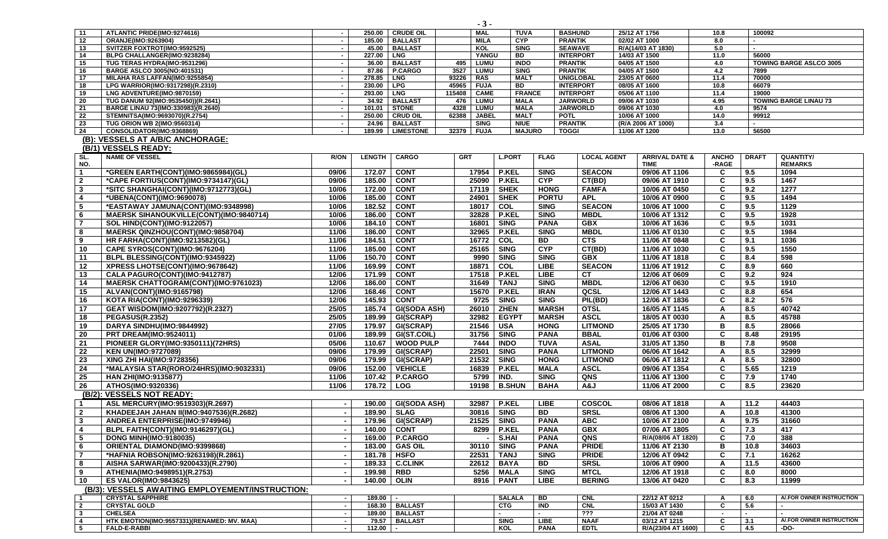| 11 | ATLANTIC PRIDE(IMO:9274616) | - | 250.00 | CRUDE OIL | | MAL | TUVA | BASHUND | 25/12 AT 1756 | 10.8 | 100092 |
|---|---|---|---|---|---|---|---|---|---|---|---|
| 12 | ORANJE(IMO:9263904) | - | 185.00 | BALLAST | | MILA | CYP | PRANTIK | 02/02 AT 1000 | 8.0 | - |
| 13 | SVITZER FOXTROT(IMO:9592525) | - | 45.00 | BALLAST | | KOL | SING | SEAWAVE | R/A(14/03 AT 1830) | 5.0 | - |
| 14 | BLPG CHALLANGER(IMO:9238284) | - | 227.00 | LNG | | YANGU | BD | INTERPORT | 14/03 AT 1500 | 11.0 | 56000 |
| 15 | TUG TERAS HYDRA(IMO:9531296) | - | 36.00 | BALLAST | 495 | LUMU | INDO | PRANTIK | 04/05 AT 1500 | 4.0 | TOWING BARGE ASLCO 3005 |
| 16 | BARGE ASLCO 3005(NO:401531) | - | 87.86 | P.CARGO | 3527 | LUMU | SING | PRANTIK | 04/05 AT 1500 | 4.2 | 7899 |
| 17 | MILAHA RAS LAFFAN(IMO:9255854) | - | 278.85 | LNG | 93226 | RAS | MALT | UNIGLOBAL | 23/05 AT 0600 | 11.4 | 70000 |
| 18 | LPG WARRIOR(IMO:9317298)(R.2310) | - | 230.00 | LPG | 45965 | FUJA | BD | INTERPORT | 08/05 AT 1600 | 10.8 | 66079 |
| 19 | LNG ADVENTURE(IMO:9870159) | - | 293.00 | LNG | 115408 | CAME | FRANCE | INTERPORT | 05/06 AT 1100 | 11.4 | 19000 |
| 20 | TUG DANUM 92(IMO:9535450)(R.2641) | - | 34.92 | BALLAST | 476 | LUMU | MALA | JARWORLD | 09/06 AT 1030 | 4.95 | TOWING BARGE LINAU 73 |
| 21 | BARGE LINAU 73(IMO:330983)(R.2640) | - | 101.01 | STONE | 4328 | LUMU | MALA | JARWORLD | 09/06 AT 1030 | 4.0 | 9574 |
| 22 | STEMNITSA(IMO:9693070)(R.2754) | - | 250.00 | CRUD OIL | 62388 | JABEL | MALT | POTL | 10/06 AT 1000 | 14.0 | 99912 |
| 23 | TUG ORION WB 2(IMO:9560314) | - | 24.96 | BALLAST | | SING | NIUE | PRANTIK | (R/A 2006 AT 1000) | 3.4 | - |
| 24 | CONSOLIDATOR(IMO:9368869) | - | 189.99 | LIMESTONE | 32379 | FUJA | MAJURO | TOGGI | 11/06 AT 1200 | 13.0 | 56500 |

## (B): VESSELS AT A/B/C ANCHORAGE:

### (B/1) VESSELS READY:

| SL. NO. | NAME OF VESSEL | R/ON | LENGTH | CARGO | GRT | L.PORT | FLAG | LOCAL AGENT | ARRIVAL DATE & TIME | ANCHO-RAGE | DRAFT | QUANTITY/ REMARKS |
|---|---|---|---|---|---|---|---|---|---|---|---|---|
| 1 | *GREEN EARTH(CONT)(IMO:9865984)(GL) | 09/06 | 172.07 | CONT | 17954 | P.KEL | SING | SEACON | 09/06 AT 1106 | C | 9.5 | 1094 |
| 2 | *CAPE FORTIUS(CONT)(IMO:9734147)(GL) | 09/06 | 185.00 | CONT | 25090 | P.KEL | CYP | CT(BD) | 09/06 AT 1910 | C | 9.5 | 1467 |
| 3 | *SITC SHANGHAI(CONT)(IMO:9712773)(GL) | 10/06 | 172.00 | CONT | 17119 | SHEK | HONG | FAMFA | 10/06 AT 0450 | C | 9.2 | 1277 |
| 4 | *UBENA(CONT)(IMO:9690078) | 10/06 | 185.00 | CONT | 24901 | SHEK | PORTU | APL | 10/06 AT 0900 | C | 9.5 | 1494 |
| 5 | *EASTAWAY JAMUNA(CONT)(IMO:9348998) | 10/06 | 182.52 | CONT | 18017 | COL | SING | SEACON | 10/06 AT 1000 | C | 9.5 | 1129 |
| 6 | MAERSK SIHANOUKVILLE(CONT)(IMO:9840714) | 10/06 | 186.00 | CONT | 32828 | P.KEL | SING | MBDL | 10/06 AT 1312 | C | 9.5 | 1928 |
| 7 | SOL HIND(CONT)(IMO:9122057) | 10/06 | 184.10 | CONT | 16801 | SING | PANA | GBX | 10/06 AT 1636 | C | 9.5 | 1031 |
| 8 | MAERSK QINZHOU(CONT)(IMO:9858704) | 11/06 | 186.00 | CONT | 32965 | P.KEL | SING | MBDL | 11/06 AT 0130 | C | 9.5 | 1984 |
| 9 | HR FARHA(CONT)(IMO:9213582)(GL) | 11/06 | 184.51 | CONT | 16772 | COL | BD | CTS | 11/06 AT 0848 | C | 9.1 | 1036 |
| 10 | CAPE SYROS(CONT)(IMO:9676204) | 11/06 | 185.00 | CONT | 25165 | SING | CYP | CT(BD) | 11/06 AT 1030 | C | 9.5 | 1550 |
| 11 | BLPL BLESSING(CONT)(IMO:9345922) | 11/06 | 150.70 | CONT | 9990 | SING | SING | GBX | 11/06 AT 1818 | C | 8.4 | 598 |
| 12 | XPRESS LHOTSE(CONT)(IMO:9678642) | 11/06 | 169.99 | CONT | 18871 | COL | LIBE | SEACON | 11/06 AT 1912 | C | 8.9 | 660 |
| 13 | CALA PAGURO(CONT)(IMO:9412787) | 12/06 | 171.99 | CONT | 17518 | P.KEL | LIBE | CT | 12/06 AT 0609 | C | 9.2 | 924 |
| 14 | MAERSK CHATTOGRAM(CONT)(IMO:9761023) | 12/06 | 186.00 | CONT | 31649 | TANJ | SING | MBDL | 12/06 AT 0630 | C | 9.5 | 1910 |
| 15 | ALVAN(CONT)(IMO:9165798) | 12/06 | 168.46 | CONT | 15670 | P.KEL | IRAN | QCSL | 12/06 AT 1443 | C | 8.8 | 654 |
| 16 | KOTA RIA(CONT)(IMO:9296339) | 12/06 | 145.93 | CONT | 9725 | SING | SING | PIL(BD) | 12/06 AT 1836 | C | 8.2 | 576 |
| 17 | GEAT WISDOM(IMO:9207792)(R.2327) | 25/05 | 185.74 | GI(SODA ASH) | 26010 | ZHEN | MARSH | OTSL | 16/05 AT 1145 | A | 8.5 | 40742 |
| 18 | PEGASUS(R.2352) | 25/05 | 189.99 | GI(SCRAP) | 32982 | EGYPT | MARSH | ASCL | 18/05 AT 0030 | A | 8.5 | 45788 |
| 19 | DARYA SINDHU(IMO:9844992) | 27/05 | 179.97 | GI(SCRAP) | 21546 | USA | HONG | LITMOND | 25/05 AT 1730 | B | 8.5 | 28066 |
| 20 | PRT DREAM(IMO:9524011) | 01/06 | 189.99 | GI(ST.COIL) | 31756 | SING | PANA | BBAL | 01/06 AT 0300 | C | 8.48 | 29195 |
| 21 | PIONEER GLORY(IMO:9350111)(72HRS) | 05/06 | 110.67 | WOOD PULP | 7444 | INDO | TUVA | ASAL | 31/05 AT 1350 | B | 7.8 | 9508 |
| 22 | KEN UN(IMO:9727089) | 09/06 | 179.99 | GI(SCRAP) | 22501 | SING | PANA | LITMOND | 06/06 AT 1642 | A | 8.5 | 32999 |
| 23 | XING ZHI HAI(IMO:9728356) | 09/06 | 179.99 | GI(SCRAP) | 21532 | SING | HONG | LITMOND | 06/06 AT 1812 | A | 8.5 | 32800 |
| 24 | *MALAYSIA STAR(RORO/24HRS)(IMO:9032331) | 09/06 | 152.00 | VEHICLE | 16839 | P.KEL | MALA | ASCL | 09/06 AT 1354 | C | 5.65 | 1219 |
| 25 | HAN ZHI(IMO:9135877) | 11/06 | 107.42 | P.CARGO | 5799 | IND. | SING | QNS | 11/06 AT 1300 | C | 7.9 | 1740 |
| 26 | ATHOS(IMO:9320336) | 11/06 | 178.72 | LOG | 19198 | B.SHUN | BAHA | A&J | 11/06 AT 2000 | C | 8.5 | 23620 |

### (B/2): VESSELS NOT READY:

| SL. NO. | NAME OF VESSEL | R/ON | LENGTH | CARGO | GRT | L.PORT | FLAG | LOCAL AGENT | ARRIVAL DATE & TIME | ANCHO-RAGE | DRAFT | QUANTITY/ REMARKS |
|---|---|---|---|---|---|---|---|---|---|---|---|---|
| 1 | ASL MERCURY(IMO:9519303)(R.2697) | - | 190.00 | GI(SODA ASH) | 32987 | P.KEL | LIBE | COSCOL | 08/06 AT 1818 | A | 11.2 | 44403 |
| 2 | KHADEEJAH JAHAN II(IMO:9407536)(R.2682) | - | 189.90 | SLAG | 30816 | SING | BD | SRSL | 08/06 AT 1300 | A | 10.8 | 41300 |
| 3 | ANDREA ENTERPRISE(IMO:9749946) | - | 179.96 | GI(SCRAP) | 21525 | SING | PANA | ABC | 10/06 AT 2100 | A | 9.75 | 31660 |
| 4 | BLPL FAITH(CONT)(IMO:9146297)(GL) | - | 140.00 | CONT | 8299 | P.KEL | PANA | GBX | 07/06 AT 1805 | C | 7.3 | 417 |
| 5 | DONG MINH(IMO:9180035) | - | 169.00 | P.CARGO | - | S.HAI | PANA | QNS | R/A(08/06 AT 1820) | C | 7.0 | 388 |
| 6 | ORIENTAL DIAMOND(IMO:9399868) | - | 183.00 | GAS OIL | 30110 | SING | PANA | PRIDE | 11/06 AT 2130 | B | 10.8 | 34603 |
| 7 | *HAFNIA ROBSON(IMO:9263198)(R.2861) | - | 181.78 | HSFO | 22531 | TANJ | SING | PRIDE | 12/06 AT 0942 | C | 7.1 | 16262 |
| 8 | AISHA SARWAR(IMO:9200433)(R.2790) | - | 189.33 | C.CLINK | 22612 | BAYA | BD | SRSL | 10/06 AT 0900 | A | 11.5 | 43600 |
| 9 | ATHENIA(IMO:9498951)(R.2753) | - | 199.98 | RBD | 5256 | MALA | SING | MTCL | 12/06 AT 1918 | C | 8.0 | 8000 |
| 10 | ES VALOR(IMO:9843625) | - | 140.00 | OLIN | 8916 | PANT | LIBE | BERING | 13/06 AT 0420 | C | 8.3 | 11999 |

### (B/3): VESSELS AWAITING EMPLOYEMENT/INSTRUCTION:

| SL. NO. | NAME OF VESSEL | R/ON | LENGTH | CARGO | GRT | L.PORT | FLAG | LOCAL AGENT | ARRIVAL DATE & TIME | ANCHO-RAGE | DRAFT | QUANTITY/ REMARKS |
|---|---|---|---|---|---|---|---|---|---|---|---|---|
| 1 | CRYSTAL SAPPHIRE | - | 189.00 | - | | SALALA | BD | CNL | 22/12 AT 0212 | A | 6.0 | A/.FOR OWNER INSTRUCTION |
| 2 | CRYSTAL GOLD | - | 168.30 | BALLAST | | CTG | IND | CNL | 15/03 AT 1430 | C | 5.6 | - |
| 3 | CHELSEA | - | 189.00 | BALLAST | | - | - | ??? | 21/04 AT 0248 | - | - | - |
| 4 | HTK EMOTION(IMO:9557331)(RENAMED: MV. MAA) | - | 79.57 | BALLAST | | SING | LIBE | NAAF | 03/12 AT 1215 | C | 3.1 | A/.FOR OWNER INSTRUCTION |
| 5 | FALD-E-RABBI | - | 112.00 | - | | KOL | PANA | EDTL | R/A(23/04 AT 1600) | C | 4.5 | -DO- |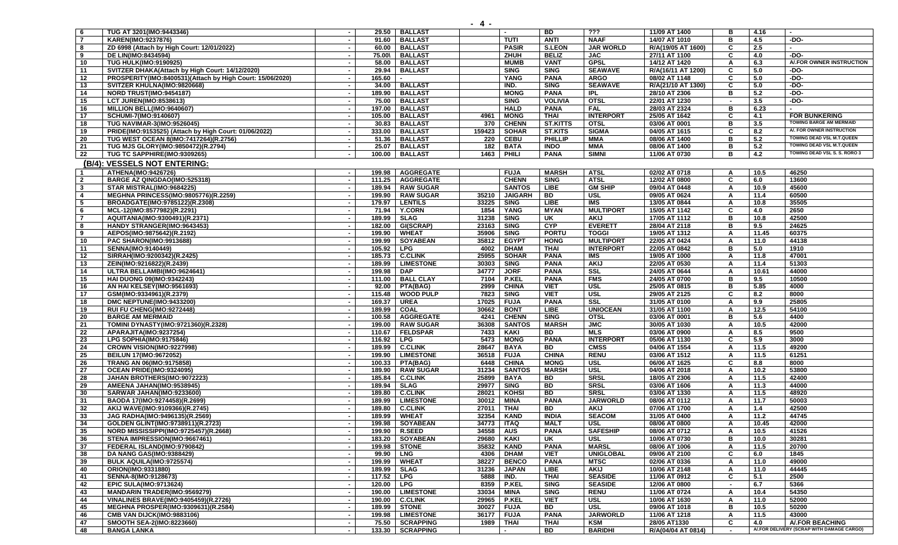| | | | | | | | | | | | | |
|---|---|---|---|---|---|---|---|---|---|---|---|---|
| 6 | TUG AT 3201(IMO:9443346) | - | 29.50 | BALLAST | | - | BD | ??? | 11/09 AT 1400 | B | 4.16 | - |
| 7 | KAREN(IMO:9237876) | - | 91.60 | BALLAST | | TUTI | ANTI | NAAF | 14/07 AT 1010 | B | 4.5 | -DO- |
| 8 | ZD 6998 (Attach by High Court: 12/01/2022) | - | 60.00 | BALLAST | | PASIR | S.LEON | JAR WORLD | R/A(19/05 AT 1600) | C | 2.5 | - |
| 9 | DE LIN(IMO:8434594) | - | 75.00\ | BALLAST | | ZHUH | BELIZ | JAC | 27/11 AT 1100 | C | 4.0 | -DO- |
| 10 | TUG HULK(IMO:9190925) | - | 58.00 | BALLAST | | MUMB | VANT | GPSL | 14/12 AT 1420 | A | 6.3 | A/.FOR OWNER INSTRUCTION |
| 11 | SVITZER DHAKA(Attach by High Court: 14/12/2020) | - | 29.94 | BALLAST | | SING | SING | SEAWAVE | R/A(16/11 AT 1200) | C | 5.0 | -DO- |
| 12 | PROSPERITY(IMO:8400531)(Attach by High Court: 15/06/2020) | - | 165.60 | - | | YANG | PANA | ARGO | 08/02 AT 1148 | C | 5.0 | -DO- |
| 13 | SVITZER KHULNA(IMO:9820668) | - | 34.00 | BALLAST | | IND. | SING | SEAWAVE | R/A(21/10 AT 1300) | C | 5.0 | -DO- |
| 14 | NORD TRUST(IMO:9454187) | - | 189.90 | BALLAST | | MONG | PANA | IPL | 28/10 AT 2306 | B | 5.2 | -DO- |
| 15 | LCT JUREN(IMO:8538613) | - | 75.00 | BALLAST | | SING | VOLIVIA | OTSL | 22/01 AT 1230 | - | 3.5 | -DO- |
| 16 | MILLION BELL(IMO:9640607) | - | 197.00 | BALLAST | | HALD | PANA | FAL | 28/03 AT 2324 | B | 6.23 | - |
| 17 | SCHUMI-7(IMO:9140607) | - | 105.00 | BALLAST | 4961 | MONG | THAI | INTERPORT | 25/05 AT 1642 | C | 4.1 | FOR BUNKERING |
| 18 | TUG NAVIMAR-3(IMO:9526045) | - | 30.83 | BALLAST | 370 | CHENN | ST.KITTS | OTSL | 03/06 AT 0001 | B | 3.5 | TOWING BARGE AM MERMAID |
| 19 | PRIDE(IMO:9153525) (Attach by High Court: 01/06/2022) | - | 333.00 | BALLAST | 159423 | SOHAR | ST.KITS | SIGMA | 04/05 AT 1615 | C | 8.2 | A/. FOR OWNER INSTRUCTION |
| 20 | TUG WEST OCEAN 8(IMO:7417264)(R.2756) | - | 51.36 | BALLAST | 220 | CEBU | PHILLIP | MMA | 08/06 AT 1400 | B | 5.2 | TOWING DEAD VSL M.T.QUEEN |
| 21 | TUG MJS GLORY(IMO:9850472)(R.2794) | - | 25.07 | BALLAST | 182 | BATA | INDO | MMA | 08/06 AT 1400 | B | 5.2 | TOWING DEAD VSL M.T.QUEEN |
| 22 | TUG TC SAPPHIRE(IMO:9309265) | - | 100.00 | BALLAST | 1463 | PHILI | PANA | SIMNI | 11/06 AT 0730 | B | 4.2 | TOWING DEAD VSL S. S. RORO 3 |

## (B/4): VESSELS NOT ENTERING:

| | | | | | | | | | | | | |
|---|---|---|---|---|---|---|---|---|---|---|---|---|
| 1 | ATHENA(IMO:9426726) | - | 199.98 | AGGREGATE | | FUJA | MARSH | ATSL | 02/02 AT 0718 | A | 10.5 | 46250 |
| 2 | BARGE AZ QINGDAO(IMO:525318) | - | 111.25 | AGGREGATE | | CHENN | SING | ATSL | 12/02 AT 0800 | C | 6.0 | 13600 |
| 3 | STAR MISTRAL(IMO:9684225) | - | 189.94 | RAW SUGAR | | SANTOS | LIBE | GM SHIP | 09/04 AT 0448 | A | 10.9 | 45600 |
| 4 | MEGHNA PRINCESS(IMO:9805776)(R.2259) | - | 199.90 | RAW SUGAR | 35210 | JAIGARH | BD | USL | 09/05 AT 0624 | A | 11.4 | 60500 |
| 5 | BROADGATE(IMO:9785122)(R.2308) | - | 179.97 | LENTILS | 33225 | SING | LIBE | IMS | 13/05 AT 0844 | A | 10.8 | 35505 |
| 6 | MCL-12(IMO:8577982)(R.2291) | - | 71.94 | Y.CORN | 1854 | YANG | MYAN | MULTIPORT | 15/05 AT 1142 | C | 4.0 | 2650 |
| 7 | AQUITANIA(IMO:9300491)(R.2371) | - | 189.99 | SLAG | 31238 | SING | UK | AKIJ | 17/05 AT 1112 | B | 10.8 | 42500 |
| 8 | HANDY STRANGER(IMO:9643453) | - | 182.00 | GI(SCRAP) | 23163 | SING | CYP | EVERETT | 28/04 AT 2118 | B | 9.5 | 24625 |
| 9 | AEPOS(IMO:9875642)(R.2192) | - | 199.90 | WHEAT | 35906 | SING | PORTU | TOGGI | 19/05 AT 1312 | A | 11.45 | 60375 |
| 10 | PAC SHARON(IMO:9913688) | - | 199.99 | SOYABEAN | 35812 | EGYPT | HONG | MULTIPORT | 22/05 AT 0424 | A | 11.0 | 44138 |
| 11 | SENNA(IMO:9140449) | - | 105.92 | LPG | 4002 | DHAM | THAI | INTERPORT | 22/05 AT 0842 | B | 5.0 | 1910 |
| 12 | SIRRAH(IMO:9200342)(R.2425) | - | 185.73 | C.CLINK | 25955 | SOHAR | PANA | IMS | 19/05 AT 1000 | A | 11.8 | 47001 |
| 13 | ZEIN(IMO:9216822)(R.2439) | - | 189.99 | LIMESTONE | 30303 | SING | PANA | AKIJ | 22/05 AT 0530 | A | 11.4 | 51303 |
| 14 | ULTRA BELLAMBI(IMO:9624641) | - | 199.98 | DAP | 34777 | JORF | PANA | SSL | 24/05 AT 0644 | A | 10.61 | 44000 |
| 15 | HAI DUONG 09(IMO:9342243) | - | 111.00 | BALL CLAY | 7104 | P.KEL | PANA | FMS | 24/05 AT 0700 | B | 9.5 | 10500 |
| 16 | AN HAI KELSEY(IMO:9561693) | - | 92.00 | PTA(BAG) | 2999 | CHINA | VIET | USL | 25/05 AT 0815 | B | 5.85 | 4000 |
| 17 | GSM(IMO:9334961)(R.2379) | - | 115.48 | WOOD PULP | 7823 | SING | VIET | USL | 29/05 AT 2125 | C | 8.2 | 8000 |
| 18 | DMC NEPTUNE(IMO:9433200) | - | 169.37 | UREA | 17025 | FUJA | PANA | SSL | 31/05 AT 0100 | A | 9.9 | 25805 |
| 19 | RUI FU CHENG(IMO:9272448) | - | 189.99 | COAL | 30662 | BONT | LIBE | UNIOCEAN | 31/05 AT 1100 | A | 12.5 | 54100 |
| 20 | BARGE AM MERMAID | - | 100.58 | AGGREGATE | 4241 | CHENN | SING | OTSL | 03/06 AT 0001 | B | 5.6 | 4400 |
| 21 | TOMINI DYNASTY(IMO:9721360)(R.2328) | - | 199.00 | RAW SUGAR | 36308 | SANTOS | MARSH | JMC | 30/05 AT 1030 | A | 10.5 | 42000 |
| 22 | APARAJITA(IMO:9237254) | - | 110.67 | FELDSPAR | 7433 | KAKI | BD | MLS | 03/06 AT 0900 | A | 8.5 | 9500 |
| 23 | LPG SOPHIA(IMO:9175846) | - | 116.92 | LPG | 5473 | MONG | PANA | INTERPORT | 05/06 AT 1130 | C | 5.9 | 3000 |
| 24 | CROWN VISION(IMO:9227998) | - | 189.99 | C.CLINK | 28647 | BAYA | BD | CMSS | 04/06 AT 1554 | A | 11.5 | 49200 |
| 25 | BEILUN 17(IMO:9672052) | - | 199.90 | LIMESTONE | 36518 | FUJA | CHINA | RENU | 03/06 AT 1512 | A | 11.5 | 61251 |
| 26 | TRANG AN 06(IMO:9175858) | - | 100.33 | PTA(BAG) | 6448 | CHINA | MONG | USL | 06/06 AT 1625 | C | 8.8 | 8000 |
| 27 | OCEAN PRIDE(IMO:9324095) | - | 189.90 | RAW SUGAR | 31234 | SANTOS | MARSH | USL | 04/06 AT 2018 | A | 10.2 | 53800 |
| 28 | JAHAN BROTHERS(IMO:9072223) | - | 185.84 | C.CLINK | 25899 | BAYA | BD | SRSL | 18/05 AT 2306 | A | 11.5 | 42400 |
| 29 | AMEENA JAHAN(IMO:9538945) | - | 189.94 | SLAG | 29977 | SING | BD | SRSL | 03/06 AT 1606 | A | 11.3 | 44000 |
| 30 | SARWAR JAHAN(IMO:9233600) | - | 189.80 | C.CLINK | 28021 | KOHSI | BD | SRSL | 03/06 AT 1330 | A | 11.5 | 48920 |
| 31 | BAODA 17(IMO:9274458)(R.2699) | - | 189.99 | LIMESTONE | 30012 | MINA | PANA | JARWORLD | 08/06 AT 0112 | A | 11.7 | 50003 |
| 32 | AKIJ WAVE(IMO:9109366)(R.2745) | - | 189.80 | C.CLINK | 27011 | THAI | BD | AKIJ | 07/06 AT 1700 | A | 1.4 | 42500 |
| 33 | JAG RADHA(IMO:9496135)(R.2569) | - | 189.99 | WHEAT | 32354 | KAND | INDIA | SEACOM | 31/05 AT 0400 | A | 11.2 | 44745 |
| 34 | GOLDEN GLINT(IMO:9738911)(R.2723) | - | 199.98 | SOYABEAN | 34773 | ITAQ | MALT | USL | 08/06 AT 0800 | A | 10.45 | 42000 |
| 35 | NORD MISSISSIPPI(IMO:9725457)(R.2668) | - | 199.90 | R.SEED | 34558 | AUS | PANA | SAFESHIP | 08/06 AT 0712 | A | 10.5 | 41526 |
| 36 | STENA IMPRESSION(IMO:9667461) | - | 183.20 | SOYABEAN | 29680 | KAKI | UK | USL | 10/06 AT 0730 | B | 10.0 | 30281 |
| 37 | FEDERAL ISLAND(IMO:9790842) | - | 199.98 | STONE | 35832 | KAND | PANA | MARSL | 08/06 AT 1006 | A | 11.5 | 20700 |
| 38 | DA NANG GAS(IMO:9388429) | - | 99.90 | LNG | 4306 | DHAM | VIET | UNIGLOBAL | 09/06 AT 2100 | C | 6.0 | 1845 |
| 39 | BULK AQUILA(IMO:9725574) | - | 199.99 | WHEAT | 38227 | BENCO | PANA | MTSC | 02/06 AT 0336 | A | 11.0 | 49000 |
| 40 | ORION(IMO:9331880) | - | 189.99 | SLAG | 31236 | JAPAN | LIBE | AKIJ | 10/06 AT 2148 | A | 11.0 | 44445 |
| 41 | SENNA-8(IMO:9128673) | - | 117.52 | LPG | 5888 | IND. | THAI | SEASIDE | 11/06 AT 0912 | C | 5.1 | 2500 |
| 42 | EPIC SULA(IMO:9713624) | - | 120.00 | LPG | 8359 | P.KEL | SING | SEASIDE | 12/06 AT 0800 | - | 6.7 | 5366 |
| 43 | MANDARIN TRADER(IMO:9569279) | - | 190.00 | LIMESTONE | 33034 | MINA | SING | RENU | 11/06 AT 0724 | A | 10.4 | 54350 |
| 44 | VINALINES BRAVE(IMO:9405459)(R.2726) | - | 190.00 | C.CLINK | 29965 | P.KEL | VIET | USL | 10/06 AT 1630 | A | 11.0 | 52000 |
| 45 | MEGHNA PROSPER(IMO:9309631)(R.2584) | - | 189.99 | STONE | 30027 | FUJA | BD | USL | 09/06 AT 1018 | B | 10.5 | 50200 |
| 46 | CMB VAN DIJCK(IMO:9883106) | - | 199.98 | LIMESTONE | 36177 | FUJA | PANA | JARWORLD | 11/06 AT 1218 | A | 11.5 | 43000 |
| 47 | SMOOTH SEA-2(IMO:8223660) | - | 75.50 | SCRAPPING | 1989 | THAI | THAI | KSM | 28/05 AT1330 | C | 4.0 | A/.FOR BEACHING |
| 48 | BANGA LANKA | - | 133.30 | SCRAPPING | | - | BD | BARIDHI | R/A(04/04 AT 0814) | - | | A/.FOR DELIVERY (SCRAP WITH DAMAGE CARGO) |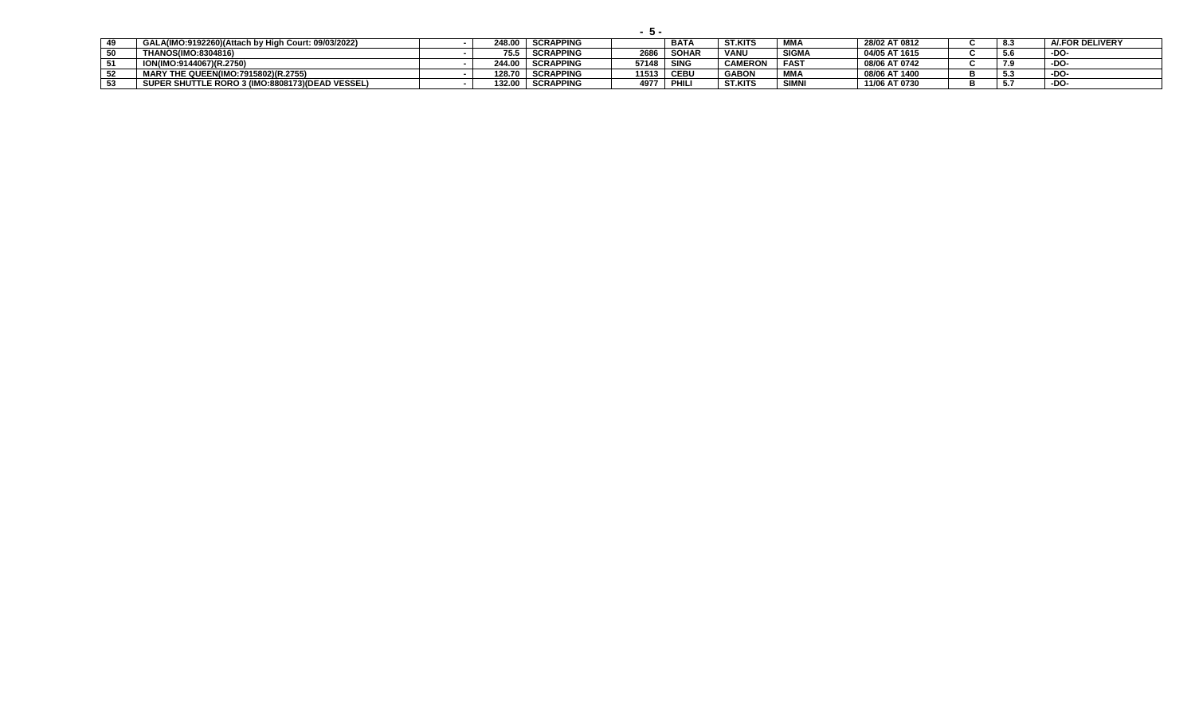| | | | | | | | | | | | | |
|---|---|---|---|---|---|---|---|---|---|---|---|---|
| 49 | GALA(IMO:9192260)(Attach by High Court: 09/03/2022) | - | 248.00 | SCRAPPING | | BATA | ST.KITS | MMA | 28/02 AT 0812 | C | 8.3 | A/.FOR DELIVERY |
| 50 | THANOS(IMO:8304816) | - | 75.5 | SCRAPPING | 2686 | SOHAR | VANU | SIGMA | 04/05 AT 1615 | C | 5.6 | -DO- |
| 51 | ION(IMO:9144067)(R.2750) | - | 244.00 | SCRAPPING | 57148 | SING | CAMERON | FAST | 08/06 AT 0742 | C | 7.9 | -DO- |
| 52 | MARY THE QUEEN(IMO:7915802)(R.2755) | - | 128.70 | SCRAPPING | 11513 | CEBU | GABON | MMA | 08/06 AT 1400 | B | 5.3 | -DO- |
| 53 | SUPER SHUTTLE RORO 3 (IMO:8808173)(DEAD VESSEL) | - | 132.00 | SCRAPPING | 4977 | PHILI | ST.KITS | SIMNI | 11/06 AT 0730 | B | 5.7 | -DO- |